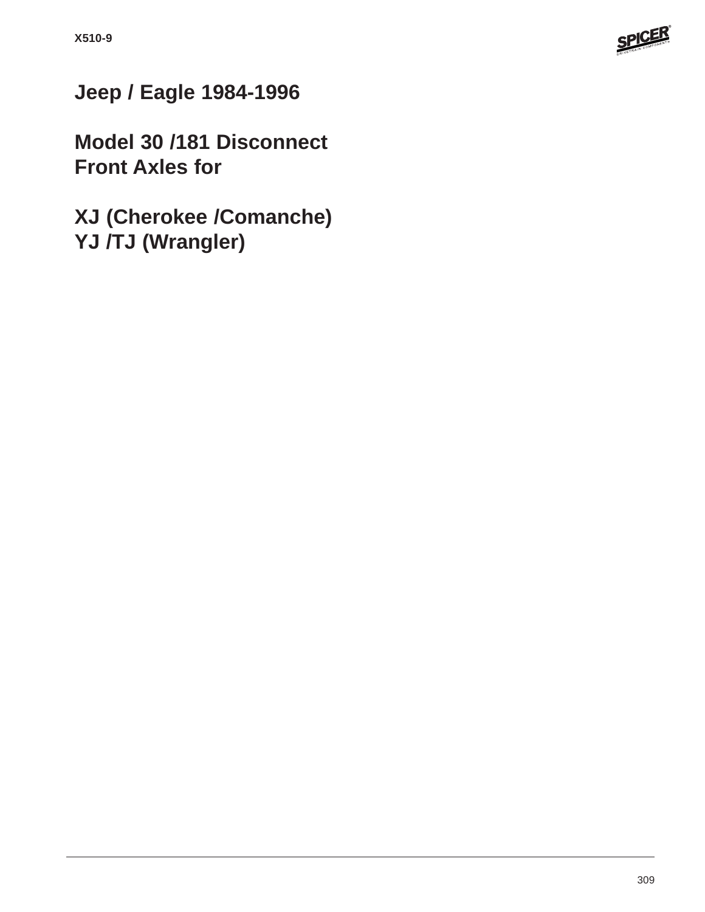X510-9

# Jeep / Eagle 1984-1996

## Model 30 /181 Disconnect Front Axles for

## XJ (Cherokee /Comanche) YJ /TJ (Wrangler)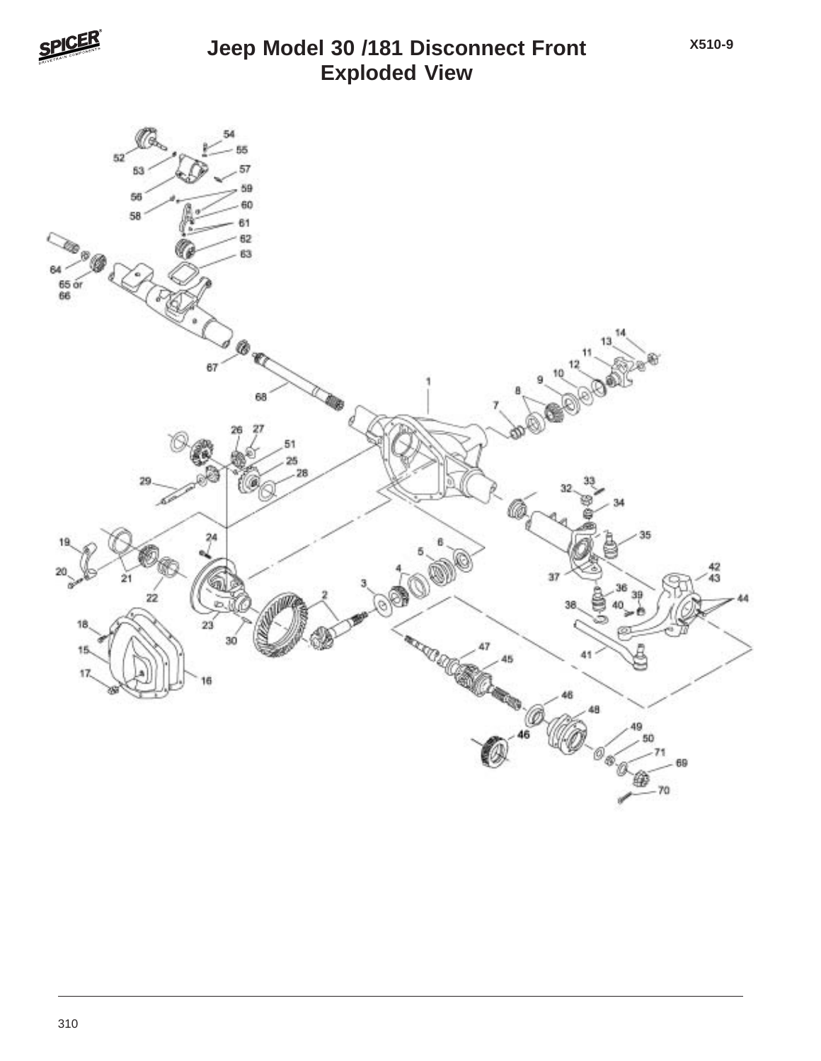# Jeep Model 30 /181 Disconnect Front Exploded View

X510-9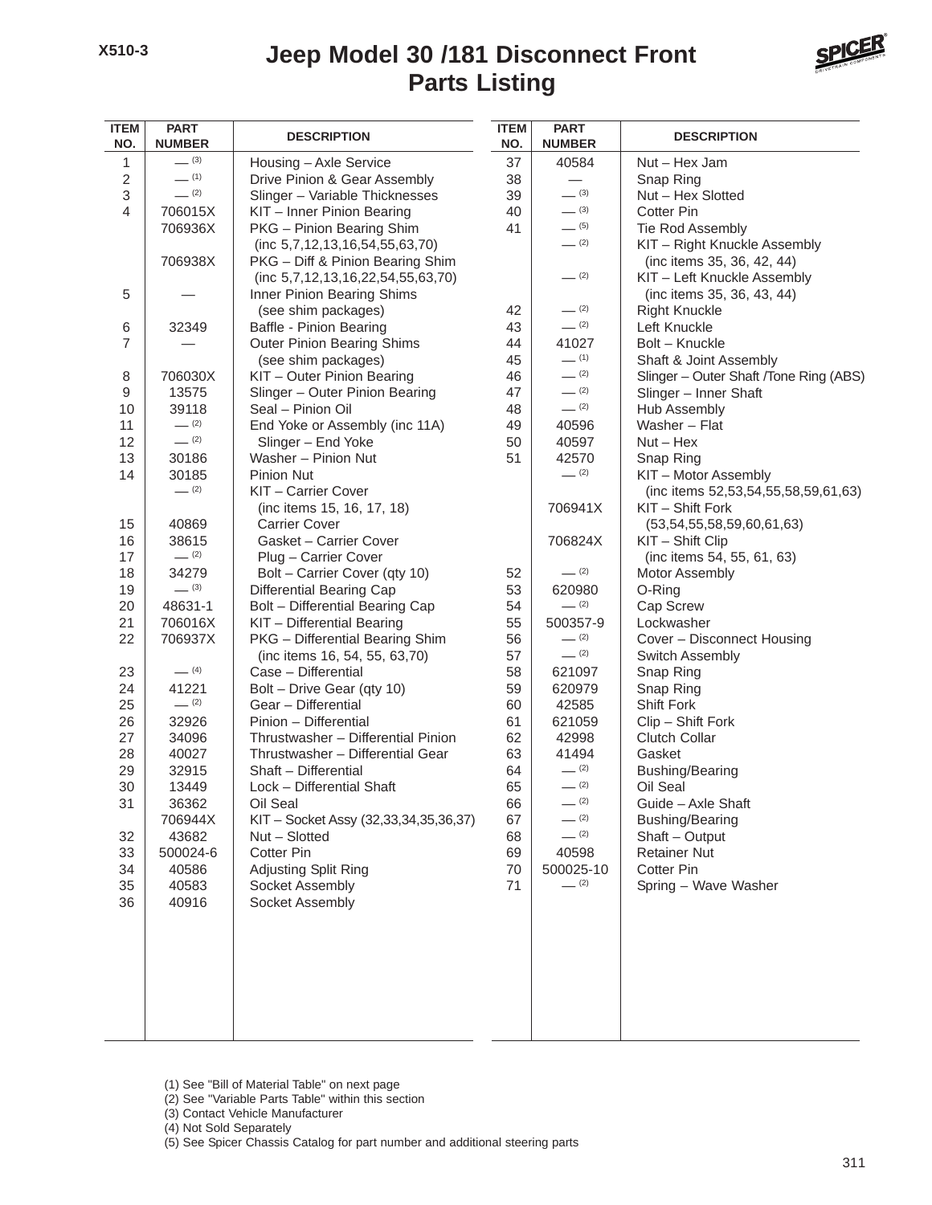X510-3

# Jeep Model 30 /181 Disconnect Front Parts Listing

| ITEM NO. | PART NUMBER | DESCRIPTION |
|---|---|---|
| 1 | — (3) | Housing – Axle Service |
| 2 | — (1) | Drive Pinion & Gear Assembly |
| 3 | — (2) | Slinger – Variable Thicknesses |
| 4 | 706015X | KIT – Inner Pinion Bearing |
| | 706936X | PKG – Pinion Bearing Shim (inc 5,7,12,13,16,54,55,63,70) |
| | 706938X | PKG – Diff & Pinion Bearing Shim (inc 5,7,12,13,16,22,54,55,63,70) |
| 5 | — | Inner Pinion Bearing Shims (see shim packages) |
| 6 | 32349 | Baffle - Pinion Bearing |
| 7 | — | Outer Pinion Bearing Shims (see shim packages) |
| 8 | 706030X | KIT – Outer Pinion Bearing |
| 9 | 13575 | Slinger – Outer Pinion Bearing |
| 10 | 39118 | Seal – Pinion Oil |
| 11 | — (2) | End Yoke or Assembly (inc 11A) |
| 12 | — (2) | Slinger – End Yoke |
| 13 | 30186 | Washer – Pinion Nut |
| 14 | 30185 | Pinion Nut |
| | — (2) | KIT – Carrier Cover (inc items 15, 16, 17, 18) |
| 15 | 40869 | Carrier Cover |
| 16 | 38615 | Gasket – Carrier Cover |
| 17 | — (2) | Plug – Carrier Cover |
| 18 | 34279 | Bolt – Carrier Cover (qty 10) |
| 19 | — (3) | Differential Bearing Cap |
| 20 | 48631-1 | Bolt – Differential Bearing Cap |
| 21 | 706016X | KIT – Differential Bearing |
| 22 | 706937X | PKG – Differential Bearing Shim (inc items 16, 54, 55, 63,70) |
| 23 | — (4) | Case – Differential |
| 24 | 41221 | Bolt – Drive Gear (qty 10) |
| 25 | — (2) | Gear – Differential |
| 26 | 32926 | Pinion – Differential |
| 27 | 34096 | Thrustwasher – Differential Pinion |
| 28 | 40027 | Thrustwasher – Differential Gear |
| 29 | 32915 | Shaft – Differential |
| 30 | 13449 | Lock – Differential Shaft |
| 31 | 36362 | Oil Seal |
| | 706944X | KIT – Socket Assy (32,33,34,35,36,37) |
| 32 | 43682 | Nut – Slotted |
| 33 | 500024-6 | Cotter Pin |
| 34 | 40586 | Adjusting Split Ring |
| 35 | 40583 | Socket Assembly |
| 36 | 40916 | Socket Assembly |
| 37 | 40584 | Nut – Hex Jam |
| 38 | — | Snap Ring |
| 39 | — (3) | Nut – Hex Slotted |
| 40 | — (3) | Cotter Pin |
| 41 | — (5) | Tie Rod Assembly |
| | — (2) | KIT – Right Knuckle Assembly (inc items 35, 36, 42, 44) |
| | — (2) | KIT – Left Knuckle Assembly (inc items 35, 36, 43, 44) |
| 42 | — (2) | Right Knuckle |
| 43 | — (2) | Left Knuckle |
| 44 | 41027 | Bolt – Knuckle |
| 45 | — (1) | Shaft & Joint Assembly |
| 46 | — (2) | Slinger – Outer Shaft /Tone Ring (ABS) |
| 47 | — (2) | Slinger – Inner Shaft |
| 48 | — (2) | Hub Assembly |
| 49 | 40596 | Washer – Flat |
| 50 | 40597 | Nut – Hex |
| 51 | 42570 | Snap Ring |
| | — (2) | KIT – Motor Assembly (inc items 52,53,54,55,58,59,61,63) |
| | 706941X | KIT – Shift Fork (53,54,55,58,59,60,61,63) |
| | 706824X | KIT – Shift Clip (inc items 54, 55, 61, 63) |
| 52 | — (2) | Motor Assembly |
| 53 | 620980 | O-Ring |
| 54 | — (2) | Cap Screw |
| 55 | 500357-9 | Lockwasher |
| 56 | — (2) | Cover – Disconnect Housing |
| 57 | — (2) | Switch Assembly |
| 58 | 621097 | Snap Ring |
| 59 | 620979 | Snap Ring |
| 60 | 42585 | Shift Fork |
| 61 | 621059 | Clip – Shift Fork |
| 62 | 42998 | Clutch Collar |
| 63 | 41494 | Gasket |
| 64 | — (2) | Bushing/Bearing |
| 65 | — (2) | Oil Seal |
| 66 | — (2) | Guide – Axle Shaft |
| 67 | — (2) | Bushing/Bearing |
| 68 | — (2) | Shaft – Output |
| 69 | 40598 | Retainer Nut |
| 70 | 500025-10 | Cotter Pin |
| 71 | — (2) | Spring – Wave Washer |

(1) See "Bill of Material Table" on next page
(2) See "Variable Parts Table" within this section
(3) Contact Vehicle Manufacturer
(4) Not Sold Separately
(5) See Spicer Chassis Catalog for part number and additional steering parts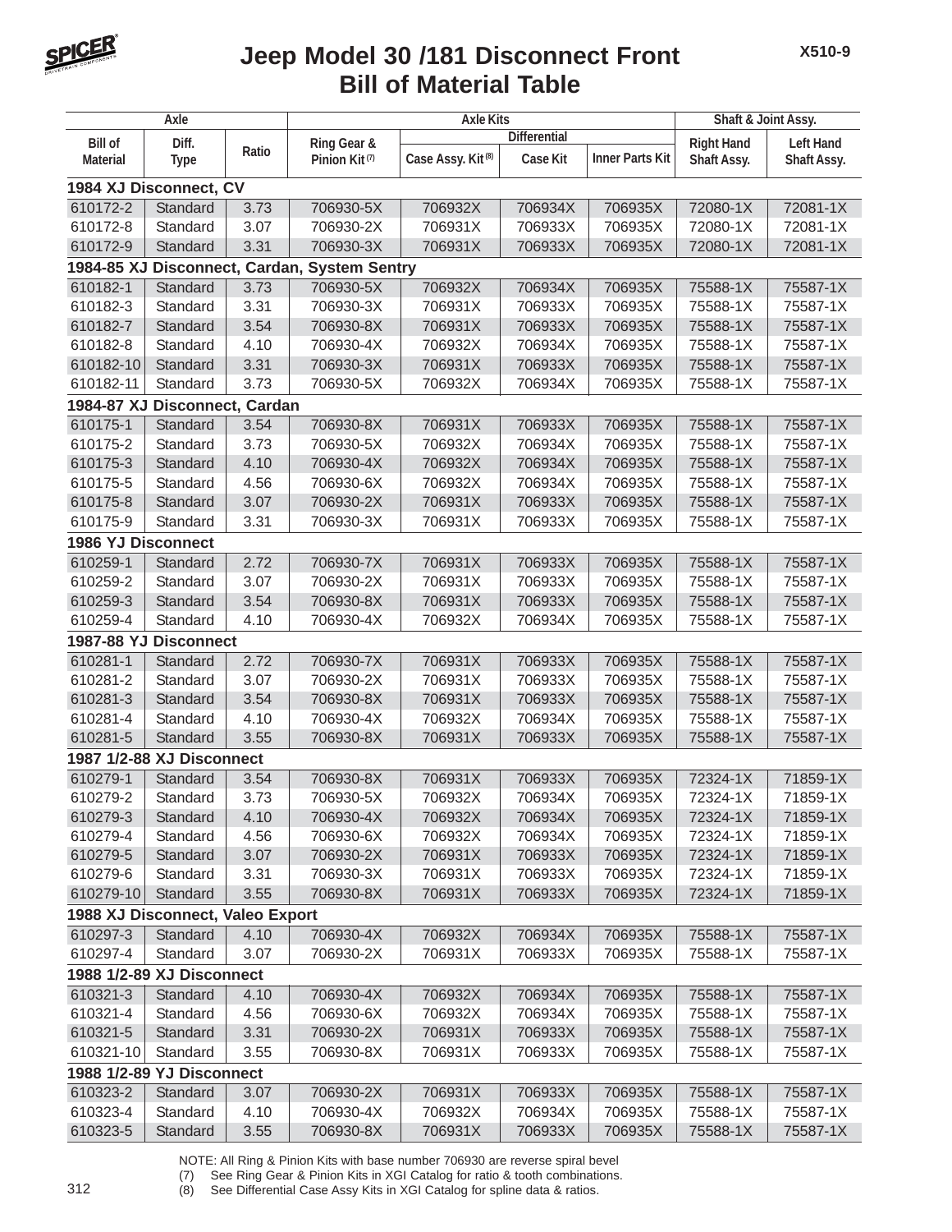# Jeep Model 30 /181 Disconnect Front Bill of Material Table

| Axle | | | Axle Kits | | | | Shaft & Joint Assy. | |
|---|---|---|---|---|---|---|---|---|
| | | | | Differential | | | | |
| Bill of Material | Diff. Type | Ratio | Ring Gear & Pinion Kit [7] | Case Assy. Kit [8] | Case Kit | Inner Parts Kit | Right Hand Shaft Assy. | Left Hand Shaft Assy. |
| **1984 XJ Disconnect, CV** | | | | | | | | |
| 610172-2 | Standard | 3.73 | 706930-5X | 706932X | 706934X | 706935X | 72080-1X | 72081-1X |
| 610172-8 | Standard | 3.07 | 706930-2X | 706931X | 706933X | 706935X | 72080-1X | 72081-1X |
| 610172-9 | Standard | 3.31 | 706930-3X | 706931X | 706933X | 706935X | 72080-1X | 72081-1X |
| **1984-85 XJ Disconnect, Cardan, System Sentry** | | | | | | | | |
| 610182-1 | Standard | 3.73 | 706930-5X | 706932X | 706934X | 706935X | 75588-1X | 75587-1X |
| 610182-3 | Standard | 3.31 | 706930-3X | 706931X | 706933X | 706935X | 75588-1X | 75587-1X |
| 610182-7 | Standard | 3.54 | 706930-8X | 706931X | 706933X | 706935X | 75588-1X | 75587-1X |
| 610182-8 | Standard | 4.10 | 706930-4X | 706932X | 706934X | 706935X | 75588-1X | 75587-1X |
| 610182-10 | Standard | 3.31 | 706930-3X | 706931X | 706933X | 706935X | 75588-1X | 75587-1X |
| 610182-11 | Standard | 3.73 | 706930-5X | 706932X | 706934X | 706935X | 75588-1X | 75587-1X |
| **1984-87 XJ Disconnect, Cardan** | | | | | | | | |
| 610175-1 | Standard | 3.54 | 706930-8X | 706931X | 706933X | 706935X | 75588-1X | 75587-1X |
| 610175-2 | Standard | 3.73 | 706930-5X | 706932X | 706934X | 706935X | 75588-1X | 75587-1X |
| 610175-3 | Standard | 4.10 | 706930-4X | 706932X | 706934X | 706935X | 75588-1X | 75587-1X |
| 610175-5 | Standard | 4.56 | 706930-6X | 706932X | 706934X | 706935X | 75588-1X | 75587-1X |
| 610175-8 | Standard | 3.07 | 706930-2X | 706931X | 706933X | 706935X | 75588-1X | 75587-1X |
| 610175-9 | Standard | 3.31 | 706930-3X | 706931X | 706933X | 706935X | 75588-1X | 75587-1X |
| **1986 YJ Disconnect** | | | | | | | | |
| 610259-1 | Standard | 2.72 | 706930-7X | 706931X | 706933X | 706935X | 75588-1X | 75587-1X |
| 610259-2 | Standard | 3.07 | 706930-2X | 706931X | 706933X | 706935X | 75588-1X | 75587-1X |
| 610259-3 | Standard | 3.54 | 706930-8X | 706931X | 706933X | 706935X | 75588-1X | 75587-1X |
| 610259-4 | Standard | 4.10 | 706930-4X | 706932X | 706934X | 706935X | 75588-1X | 75587-1X |
| **1987-88 YJ Disconnect** | | | | | | | | |
| 610281-1 | Standard | 2.72 | 706930-7X | 706931X | 706933X | 706935X | 75588-1X | 75587-1X |
| 610281-2 | Standard | 3.07 | 706930-2X | 706931X | 706933X | 706935X | 75588-1X | 75587-1X |
| 610281-3 | Standard | 3.54 | 706930-8X | 706931X | 706933X | 706935X | 75588-1X | 75587-1X |
| 610281-4 | Standard | 4.10 | 706930-4X | 706932X | 706934X | 706935X | 75588-1X | 75587-1X |
| 610281-5 | Standard | 3.55 | 706930-8X | 706931X | 706933X | 706935X | 75588-1X | 75587-1X |
| **1987 1/2-88 XJ Disconnect** | | | | | | | | |
| 610279-1 | Standard | 3.54 | 706930-8X | 706931X | 706933X | 706935X | 72324-1X | 71859-1X |
| 610279-2 | Standard | 3.73 | 706930-5X | 706932X | 706934X | 706935X | 72324-1X | 71859-1X |
| 610279-3 | Standard | 4.10 | 706930-4X | 706932X | 706934X | 706935X | 72324-1X | 71859-1X |
| 610279-4 | Standard | 4.56 | 706930-6X | 706932X | 706934X | 706935X | 72324-1X | 71859-1X |
| 610279-5 | Standard | 3.07 | 706930-2X | 706931X | 706933X | 706935X | 72324-1X | 71859-1X |
| 610279-6 | Standard | 3.31 | 706930-3X | 706931X | 706933X | 706935X | 72324-1X | 71859-1X |
| 610279-10 | Standard | 3.55 | 706930-8X | 706931X | 706933X | 706935X | 72324-1X | 71859-1X |
| **1988 XJ Disconnect, Valeo Export** | | | | | | | | |
| 610297-3 | Standard | 4.10 | 706930-4X | 706932X | 706934X | 706935X | 75588-1X | 75587-1X |
| 610297-4 | Standard | 3.07 | 706930-2X | 706931X | 706933X | 706935X | 75588-1X | 75587-1X |
| **1988 1/2-89 XJ Disconnect** | | | | | | | | |
| 610321-3 | Standard | 4.10 | 706930-4X | 706932X | 706934X | 706935X | 75588-1X | 75587-1X |
| 610321-4 | Standard | 4.56 | 706930-6X | 706932X | 706934X | 706935X | 75588-1X | 75587-1X |
| 610321-5 | Standard | 3.31 | 706930-2X | 706931X | 706933X | 706935X | 75588-1X | 75587-1X |
| 610321-10 | Standard | 3.55 | 706930-8X | 706931X | 706933X | 706935X | 75588-1X | 75587-1X |
| **1988 1/2-89 YJ Disconnect** | | | | | | | | |
| 610323-2 | Standard | 3.07 | 706930-2X | 706931X | 706933X | 706935X | 75588-1X | 75587-1X |
| 610323-4 | Standard | 4.10 | 706930-4X | 706932X | 706934X | 706935X | 75588-1X | 75587-1X |
| 610323-5 | Standard | 3.55 | 706930-8X | 706931X | 706933X | 706935X | 75588-1X | 75587-1X |

NOTE: All Ring & Pinion Kits with base number 706930 are reverse spiral bevel

(7) See Ring Gear & Pinion Kits in XGI Catalog for ratio & tooth combinations.

(8) See Differential Case Assy Kits in XGI Catalog for spline data & ratios.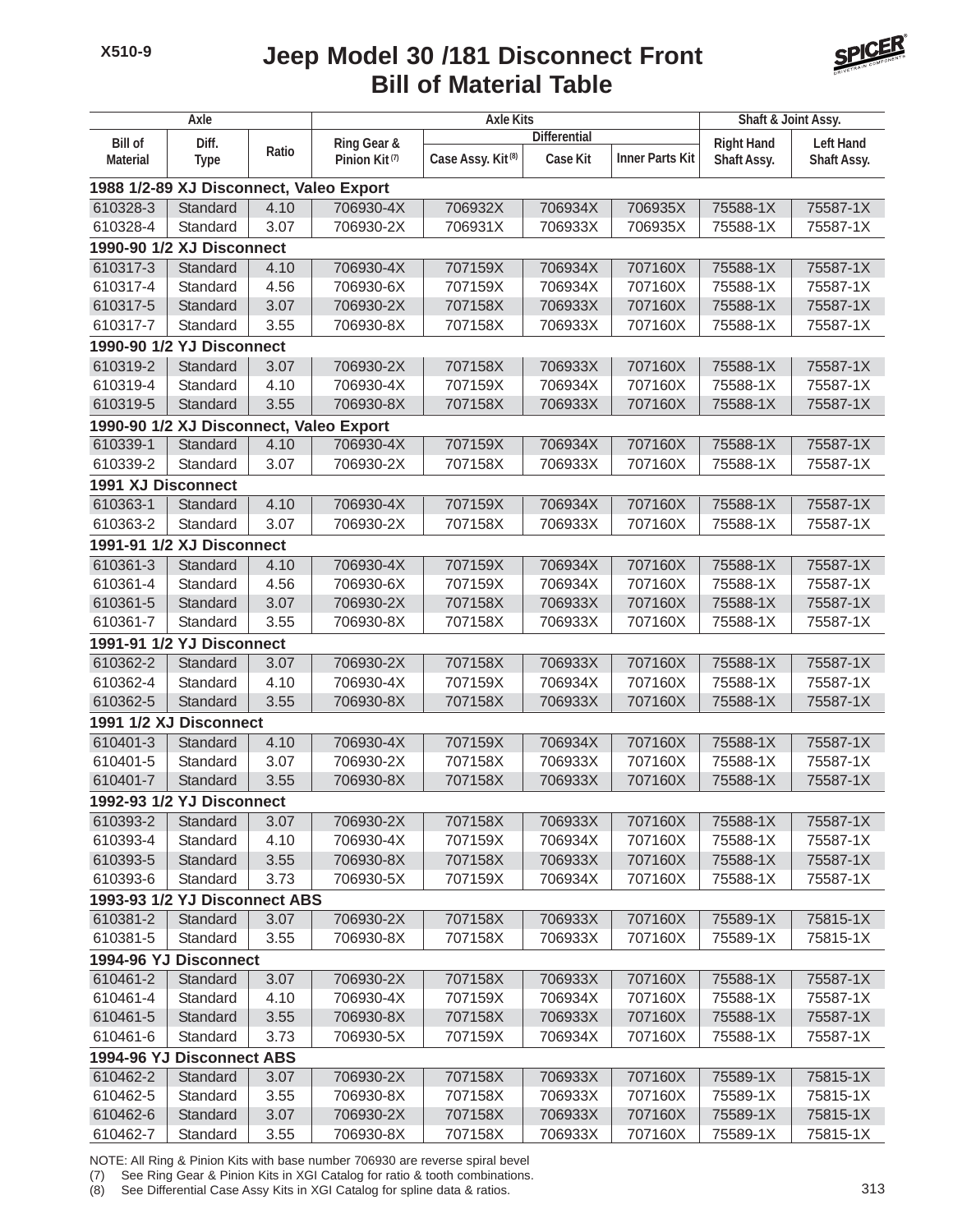# Jeep Model 30 /181 Disconnect Front Bill of Material Table

| Axle | | | Axle Kits | | | | Shaft & Joint Assy. | |
|---|---|---|---|---|---|---|---|---|
| | | | | Differential | | | | |
| Bill of Material | Diff. Type | Ratio | Ring Gear & Pinion Kit (7) | Case Assy. Kit (8) | Case Kit | Inner Parts Kit | Right Hand Shaft Assy. | Left Hand Shaft Assy. |
| **1988 1/2-89 XJ Disconnect, Valeo Export** | | | | | | | | |
| 610328-3 | Standard | 4.10 | 706930-4X | 706932X | 706934X | 706935X | 75588-1X | 75587-1X |
| 610328-4 | Standard | 3.07 | 706930-2X | 706931X | 706933X | 706935X | 75588-1X | 75587-1X |
| **1990-90 1/2 XJ Disconnect** | | | | | | | | |
| 610317-3 | Standard | 4.10 | 706930-4X | 707159X | 706934X | 707160X | 75588-1X | 75587-1X |
| 610317-4 | Standard | 4.56 | 706930-6X | 707159X | 706934X | 707160X | 75588-1X | 75587-1X |
| 610317-5 | Standard | 3.07 | 706930-2X | 707158X | 706933X | 707160X | 75588-1X | 75587-1X |
| 610317-7 | Standard | 3.55 | 706930-8X | 707158X | 706933X | 707160X | 75588-1X | 75587-1X |
| **1990-90 1/2 YJ Disconnect** | | | | | | | | |
| 610319-2 | Standard | 3.07 | 706930-2X | 707158X | 706933X | 707160X | 75588-1X | 75587-1X |
| 610319-4 | Standard | 4.10 | 706930-4X | 707159X | 706934X | 707160X | 75588-1X | 75587-1X |
| 610319-5 | Standard | 3.55 | 706930-8X | 707158X | 706933X | 707160X | 75588-1X | 75587-1X |
| **1990-90 1/2 XJ Disconnect, Valeo Export** | | | | | | | | |
| 610339-1 | Standard | 4.10 | 706930-4X | 707159X | 706934X | 707160X | 75588-1X | 75587-1X |
| 610339-2 | Standard | 3.07 | 706930-2X | 707158X | 706933X | 707160X | 75588-1X | 75587-1X |
| **1991 XJ Disconnect** | | | | | | | | |
| 610363-1 | Standard | 4.10 | 706930-4X | 707159X | 706934X | 707160X | 75588-1X | 75587-1X |
| 610363-2 | Standard | 3.07 | 706930-2X | 707158X | 706933X | 707160X | 75588-1X | 75587-1X |
| **1991-91 1/2 XJ Disconnect** | | | | | | | | |
| 610361-3 | Standard | 4.10 | 706930-4X | 707159X | 706934X | 707160X | 75588-1X | 75587-1X |
| 610361-4 | Standard | 4.56 | 706930-6X | 707159X | 706934X | 707160X | 75588-1X | 75587-1X |
| 610361-5 | Standard | 3.07 | 706930-2X | 707158X | 706933X | 707160X | 75588-1X | 75587-1X |
| 610361-7 | Standard | 3.55 | 706930-8X | 707158X | 706933X | 707160X | 75588-1X | 75587-1X |
| **1991-91 1/2 YJ Disconnect** | | | | | | | | |
| 610362-2 | Standard | 3.07 | 706930-2X | 707158X | 706933X | 707160X | 75588-1X | 75587-1X |
| 610362-4 | Standard | 4.10 | 706930-4X | 707159X | 706934X | 707160X | 75588-1X | 75587-1X |
| 610362-5 | Standard | 3.55 | 706930-8X | 707158X | 706933X | 707160X | 75588-1X | 75587-1X |
| **1991 1/2 XJ Disconnect** | | | | | | | | |
| 610401-3 | Standard | 4.10 | 706930-4X | 707159X | 706934X | 707160X | 75588-1X | 75587-1X |
| 610401-5 | Standard | 3.07 | 706930-2X | 707158X | 706933X | 707160X | 75588-1X | 75587-1X |
| 610401-7 | Standard | 3.55 | 706930-8X | 707158X | 706933X | 707160X | 75588-1X | 75587-1X |
| **1992-93 1/2 YJ Disconnect** | | | | | | | | |
| 610393-2 | Standard | 3.07 | 706930-2X | 707158X | 706933X | 707160X | 75588-1X | 75587-1X |
| 610393-4 | Standard | 4.10 | 706930-4X | 707159X | 706934X | 707160X | 75588-1X | 75587-1X |
| 610393-5 | Standard | 3.55 | 706930-8X | 707158X | 706933X | 707160X | 75588-1X | 75587-1X |
| 610393-6 | Standard | 3.73 | 706930-5X | 707159X | 706934X | 707160X | 75588-1X | 75587-1X |
| **1993-93 1/2 YJ Disconnect ABS** | | | | | | | | |
| 610381-2 | Standard | 3.07 | 706930-2X | 707158X | 706933X | 707160X | 75589-1X | 75815-1X |
| 610381-5 | Standard | 3.55 | 706930-8X | 707158X | 706933X | 707160X | 75589-1X | 75815-1X |
| **1994-96 YJ Disconnect** | | | | | | | | |
| 610461-2 | Standard | 3.07 | 706930-2X | 707158X | 706933X | 707160X | 75588-1X | 75587-1X |
| 610461-4 | Standard | 4.10 | 706930-4X | 707159X | 706934X | 707160X | 75588-1X | 75587-1X |
| 610461-5 | Standard | 3.55 | 706930-8X | 707158X | 706933X | 707160X | 75588-1X | 75587-1X |
| 610461-6 | Standard | 3.73 | 706930-5X | 707159X | 706934X | 707160X | 75588-1X | 75587-1X |
| **1994-96 YJ Disconnect ABS** | | | | | | | | |
| 610462-2 | Standard | 3.07 | 706930-2X | 707158X | 706933X | 707160X | 75589-1X | 75815-1X |
| 610462-5 | Standard | 3.55 | 706930-8X | 707158X | 706933X | 707160X | 75589-1X | 75815-1X |
| 610462-6 | Standard | 3.07 | 706930-2X | 707158X | 706933X | 707160X | 75589-1X | 75815-1X |
| 610462-7 | Standard | 3.55 | 706930-8X | 707158X | 706933X | 707160X | 75589-1X | 75815-1X |

NOTE: All Ring & Pinion Kits with base number 706930 are reverse spiral bevel

(7) See Ring Gear & Pinion Kits in XGI Catalog for ratio & tooth combinations.

(8) See Differential Case Assy Kits in XGI Catalog for spline data & ratios.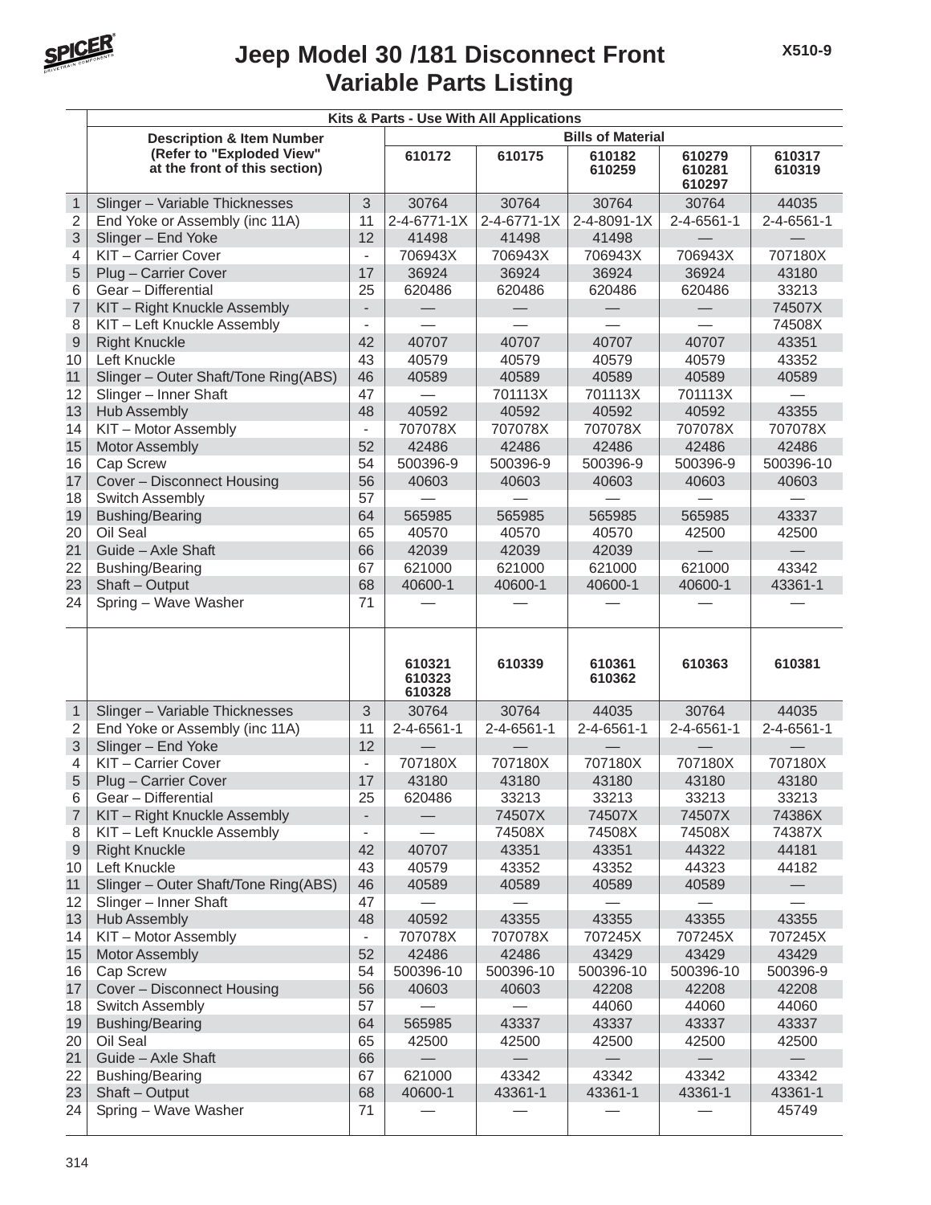# Jeep Model 30 /181 Disconnect Front Variable Parts Listing

X510-9

| | Kits & Parts - Use With All Applications | | | | | | |
|---|---|---|---|---|---|---|---|
| | Description & Item Number (Refer to "Exploded View" at the front of this section) | | Bills of Material | | | | |
| | | | 610172 | 610175 | 610182 610259 | 610279 610281 610297 | 610317 610319 |
| 1 | Slinger – Variable Thicknesses | 3 | 30764 | 30764 | 30764 | 30764 | 44035 |
| 2 | End Yoke or Assembly (inc 11A) | 11 | 2-4-6771-1X | 2-4-6771-1X | 2-4-8091-1X | 2-4-6561-1 | 2-4-6561-1 |
| 3 | Slinger – End Yoke | 12 | 41498 | 41498 | 41498 | — | — |
| 4 | KIT – Carrier Cover | - | 706943X | 706943X | 706943X | 706943X | 707180X |
| 5 | Plug – Carrier Cover | 17 | 36924 | 36924 | 36924 | 36924 | 43180 |
| 6 | Gear – Differential | 25 | 620486 | 620486 | 620486 | 620486 | 33213 |
| 7 | KIT – Right Knuckle Assembly | - | — | — | — | — | 74507X |
| 8 | KIT – Left Knuckle Assembly | - | — | — | — | — | 74508X |
| 9 | Right Knuckle | 42 | 40707 | 40707 | 40707 | 40707 | 43351 |
| 10 | Left Knuckle | 43 | 40579 | 40579 | 40579 | 40579 | 43352 |
| 11 | Slinger – Outer Shaft/Tone Ring(ABS) | 46 | 40589 | 40589 | 40589 | 40589 | 40589 |
| 12 | Slinger – Inner Shaft | 47 | — | 701113X | 701113X | 701113X | — |
| 13 | Hub Assembly | 48 | 40592 | 40592 | 40592 | 40592 | 43355 |
| 14 | KIT – Motor Assembly | - | 707078X | 707078X | 707078X | 707078X | 707078X |
| 15 | Motor Assembly | 52 | 42486 | 42486 | 42486 | 42486 | 42486 |
| 16 | Cap Screw | 54 | 500396-9 | 500396-9 | 500396-9 | 500396-9 | 500396-10 |
| 17 | Cover – Disconnect Housing | 56 | 40603 | 40603 | 40603 | 40603 | 40603 |
| 18 | Switch Assembly | 57 | — | — | — | — | — |
| 19 | Bushing/Bearing | 64 | 565985 | 565985 | 565985 | 565985 | 43337 |
| 20 | Oil Seal | 65 | 40570 | 40570 | 40570 | 42500 | 42500 |
| 21 | Guide – Axle Shaft | 66 | 42039 | 42039 | 42039 | — | — |
| 22 | Bushing/Bearing | 67 | 621000 | 621000 | 621000 | 621000 | 43342 |
| 23 | Shaft – Output | 68 | 40600-1 | 40600-1 | 40600-1 | 40600-1 | 43361-1 |
| 24 | Spring – Wave Washer | 71 | — | — | — | — | — |
| | | | 610321 610323 610328 | 610339 | 610361 610362 | 610363 | 610381 |
| 1 | Slinger – Variable Thicknesses | 3 | 30764 | 30764 | 44035 | 30764 | 44035 |
| 2 | End Yoke or Assembly (inc 11A) | 11 | 2-4-6561-1 | 2-4-6561-1 | 2-4-6561-1 | 2-4-6561-1 | 2-4-6561-1 |
| 3 | Slinger – End Yoke | 12 | — | — | — | — | — |
| 4 | KIT – Carrier Cover | - | 707180X | 707180X | 707180X | 707180X | 707180X |
| 5 | Plug – Carrier Cover | 17 | 43180 | 43180 | 43180 | 43180 | 43180 |
| 6 | Gear – Differential | 25 | 620486 | 33213 | 33213 | 33213 | 33213 |
| 7 | KIT – Right Knuckle Assembly | - | — | 74507X | 74507X | 74507X | 74386X |
| 8 | KIT – Left Knuckle Assembly | - | — | 74508X | 74508X | 74508X | 74387X |
| 9 | Right Knuckle | 42 | 40707 | 43351 | 43351 | 44322 | 44181 |
| 10 | Left Knuckle | 43 | 40579 | 43352 | 43352 | 44323 | 44182 |
| 11 | Slinger – Outer Shaft/Tone Ring(ABS) | 46 | 40589 | 40589 | 40589 | 40589 | — |
| 12 | Slinger – Inner Shaft | 47 | — | — | — | — | — |
| 13 | Hub Assembly | 48 | 40592 | 43355 | 43355 | 43355 | 43355 |
| 14 | KIT – Motor Assembly | - | 707078X | 707078X | 707245X | 707245X | 707245X |
| 15 | Motor Assembly | 52 | 42486 | 42486 | 43429 | 43429 | 43429 |
| 16 | Cap Screw | 54 | 500396-10 | 500396-10 | 500396-10 | 500396-10 | 500396-9 |
| 17 | Cover – Disconnect Housing | 56 | 40603 | 40603 | 42208 | 42208 | 42208 |
| 18 | Switch Assembly | 57 | — | — | 44060 | 44060 | 44060 |
| 19 | Bushing/Bearing | 64 | 565985 | 43337 | 43337 | 43337 | 43337 |
| 20 | Oil Seal | 65 | 42500 | 42500 | 42500 | 42500 | 42500 |
| 21 | Guide – Axle Shaft | 66 | — | — | — | — | — |
| 22 | Bushing/Bearing | 67 | 621000 | 43342 | 43342 | 43342 | 43342 |
| 23 | Shaft – Output | 68 | 40600-1 | 43361-1 | 43361-1 | 43361-1 | 43361-1 |
| 24 | Spring – Wave Washer | 71 | — | — | — | — | 45749 |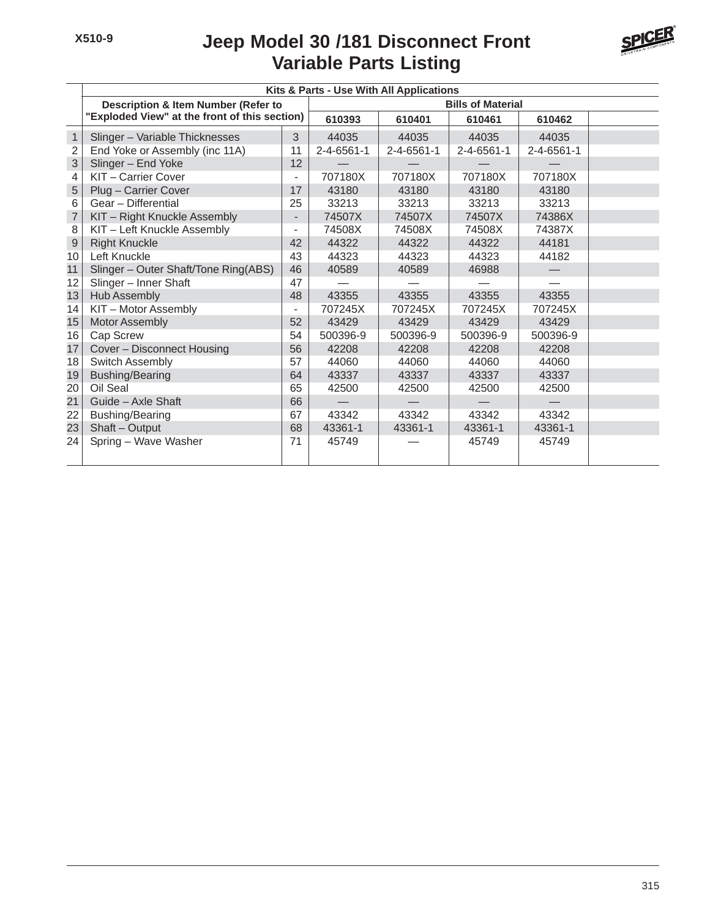X510-9

# Jeep Model 30 /181 Disconnect Front Variable Parts Listing

| | Kits & Parts - Use With All Applications | | | | | | |
|---|---|---|---|---|---|---|---|
| | Description & Item Number (Refer to "Exploded View" at the front of this section) | | Bills of Material | | | | |
| | | | 610393 | 610401 | 610461 | 610462 | |
| 1 | Slinger – Variable Thicknesses | 3 | 44035 | 44035 | 44035 | 44035 | |
| 2 | End Yoke or Assembly (inc 11A) | 11 | 2-4-6561-1 | 2-4-6561-1 | 2-4-6561-1 | 2-4-6561-1 | |
| 3 | Slinger – End Yoke | 12 | — | — | — | — | |
| 4 | KIT – Carrier Cover | - | 707180X | 707180X | 707180X | 707180X | |
| 5 | Plug – Carrier Cover | 17 | 43180 | 43180 | 43180 | 43180 | |
| 6 | Gear – Differential | 25 | 33213 | 33213 | 33213 | 33213 | |
| 7 | KIT – Right Knuckle Assembly | - | 74507X | 74507X | 74507X | 74386X | |
| 8 | KIT – Left Knuckle Assembly | - | 74508X | 74508X | 74508X | 74387X | |
| 9 | Right Knuckle | 42 | 44322 | 44322 | 44322 | 44181 | |
| 10 | Left Knuckle | 43 | 44323 | 44323 | 44323 | 44182 | |
| 11 | Slinger – Outer Shaft/Tone Ring(ABS) | 46 | 40589 | 40589 | 46988 | — | |
| 12 | Slinger – Inner Shaft | 47 | — | — | — | — | |
| 13 | Hub Assembly | 48 | 43355 | 43355 | 43355 | 43355 | |
| 14 | KIT – Motor Assembly | - | 707245X | 707245X | 707245X | 707245X | |
| 15 | Motor Assembly | 52 | 43429 | 43429 | 43429 | 43429 | |
| 16 | Cap Screw | 54 | 500396-9 | 500396-9 | 500396-9 | 500396-9 | |
| 17 | Cover – Disconnect Housing | 56 | 42208 | 42208 | 42208 | 42208 | |
| 18 | Switch Assembly | 57 | 44060 | 44060 | 44060 | 44060 | |
| 19 | Bushing/Bearing | 64 | 43337 | 43337 | 43337 | 43337 | |
| 20 | Oil Seal | 65 | 42500 | 42500 | 42500 | 42500 | |
| 21 | Guide – Axle Shaft | 66 | — | — | — | — | |
| 22 | Bushing/Bearing | 67 | 43342 | 43342 | 43342 | 43342 | |
| 23 | Shaft – Output | 68 | 43361-1 | 43361-1 | 43361-1 | 43361-1 | |
| 24 | Spring – Wave Washer | 71 | 45749 | — | 45749 | 45749 | |